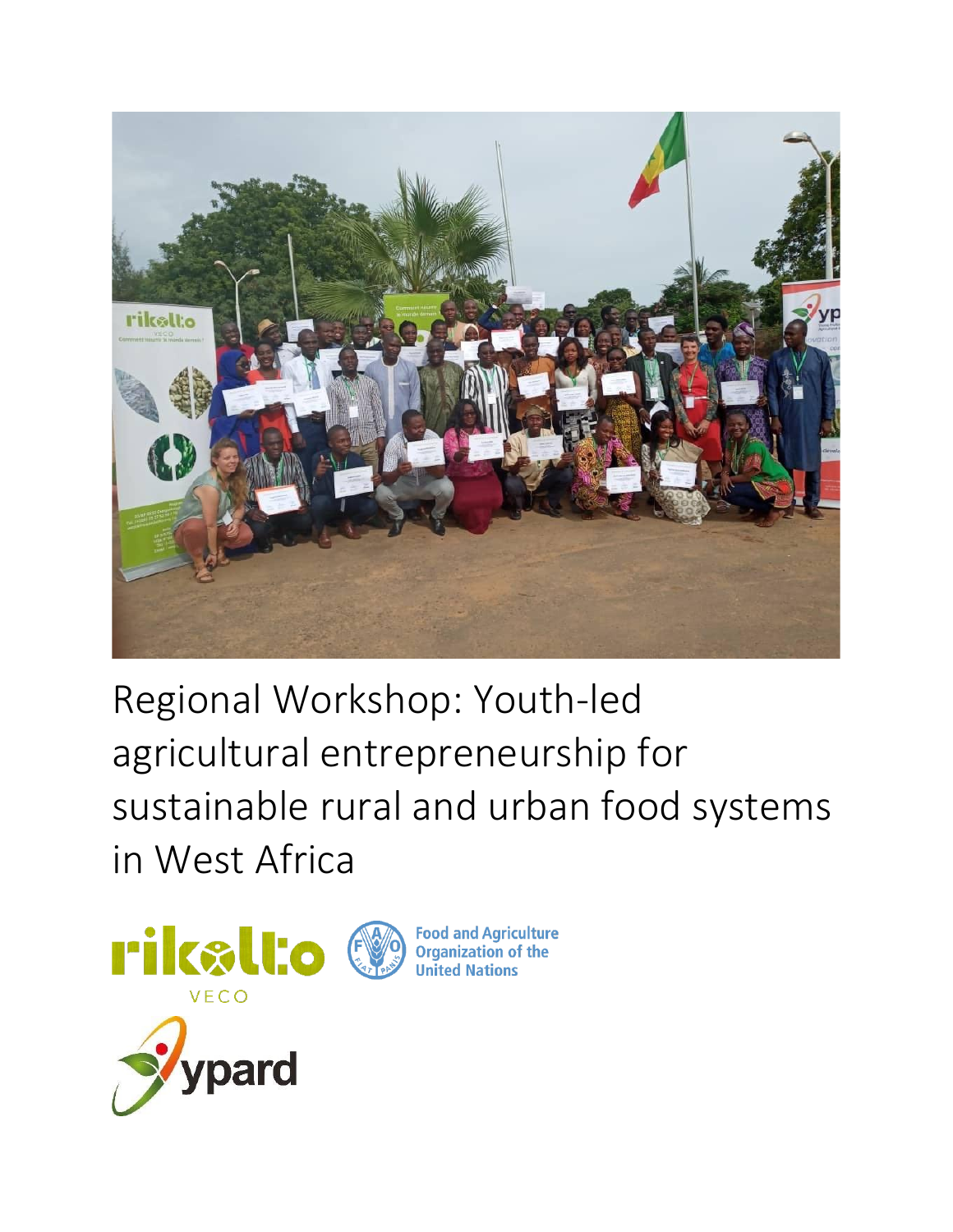# Regional Workshop: Youth-led agricultural entrepreneurship for sustainable rural and urban food systems in West Africa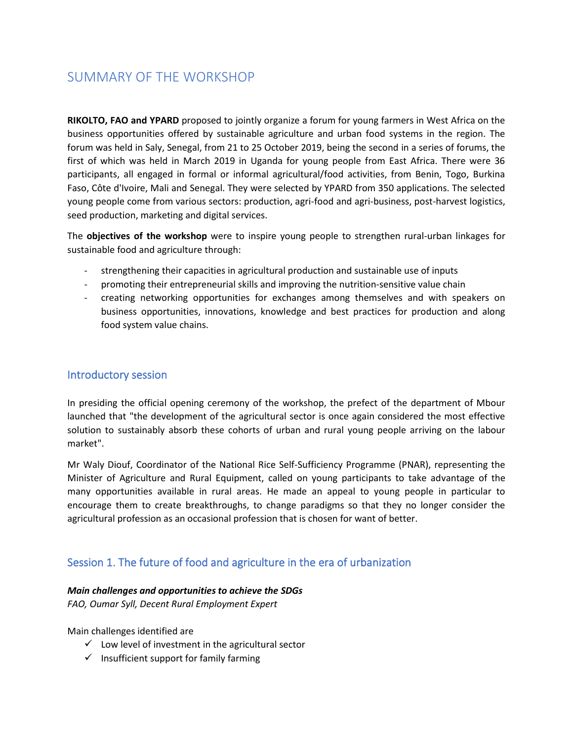# SUMMARY OF THE WORKSHOP

**RIKOLTO, FAO and YPARD** proposed to jointly organize a forum for young farmers in West Africa on the business opportunities offered by sustainable agriculture and urban food systems in the region. The forum was held in Saly, Senegal, from 21 to 25 October 2019, being the second in a series of forums, the first of which was held in March 2019 in Uganda for young people from East Africa. There were 36 participants, all engaged in formal or informal agricultural/food activities, from Benin, Togo, Burkina Faso, Côte d'Ivoire, Mali and Senegal. They were selected by YPARD from 350 applications. The selected young people come from various sectors: production, agri-food and agri-business, post-harvest logistics, seed production, marketing and digital services.

The **objectives of the workshop** were to inspire young people to strengthen rural-urban linkages for sustainable food and agriculture through:

- strengthening their capacities in agricultural production and sustainable use of inputs
- promoting their entrepreneurial skills and improving the nutrition-sensitive value chain
- creating networking opportunities for exchanges among themselves and with speakers on business opportunities, innovations, knowledge and best practices for production and along food system value chains.

## Introductory session

In presiding the official opening ceremony of the workshop, the prefect of the department of Mbour launched that "the development of the agricultural sector is once again considered the most effective solution to sustainably absorb these cohorts of urban and rural young people arriving on the labour market".

Mr Waly Diouf, Coordinator of the National Rice Self-Sufficiency Programme (PNAR), representing the Minister of Agriculture and Rural Equipment, called on young participants to take advantage of the many opportunities available in rural areas. He made an appeal to young people in particular to encourage them to create breakthroughs, to change paradigms so that they no longer consider the agricultural profession as an occasional profession that is chosen for want of better.

## Session 1. The future of food and agriculture in the era of urbanization

***Main challenges and opportunities to achieve the SDGs***
*FAO, Oumar Syll, Decent Rural Employment Expert*

Main challenges identified are

- ✓ Low level of investment in the agricultural sector
- ✓ Insufficient support for family farming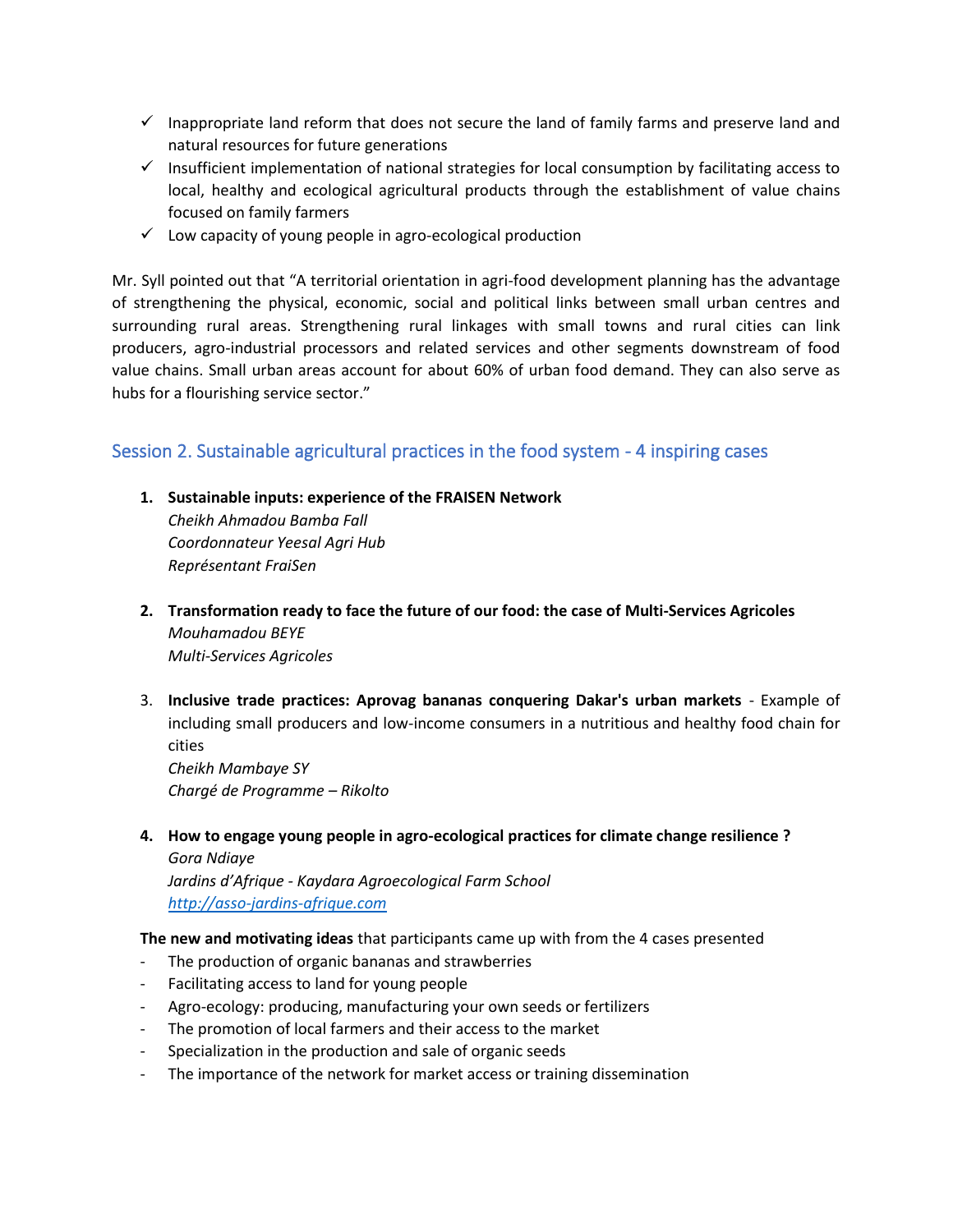- ✓ Inappropriate land reform that does not secure the land of family farms and preserve land and natural resources for future generations
- ✓ Insufficient implementation of national strategies for local consumption by facilitating access to local, healthy and ecological agricultural products through the establishment of value chains focused on family farmers
- ✓ Low capacity of young people in agro-ecological production

Mr. Syll pointed out that "A territorial orientation in agri-food development planning has the advantage of strengthening the physical, economic, social and political links between small urban centres and surrounding rural areas. Strengthening rural linkages with small towns and rural cities can link producers, agro-industrial processors and related services and other segments downstream of food value chains. Small urban areas account for about 60% of urban food demand. They can also serve as hubs for a flourishing service sector."

## Session 2. Sustainable agricultural practices in the food system - 4 inspiring cases

1. **Sustainable inputs: experience of the FRAISEN Network**
   *Cheikh Ahmadou Bamba Fall*
   *Coordonnateur Yeesal Agri Hub*
   *Représentant FraiSen*

2. **Transformation ready to face the future of our food: the case of Multi-Services Agricoles**
   *Mouhamadou BEYE*
   *Multi-Services Agricoles*

3. **Inclusive trade practices: Aprovag bananas conquering Dakar's urban markets** - Example of including small producers and low-income consumers in a nutritious and healthy food chain for cities
   *Cheikh Mambaye SY*
   *Chargé de Programme – Rikolto*

4. **How to engage young people in agro-ecological practices for climate change resilience ?**
   *Gora Ndiaye*
   *Jardins d'Afrique - Kaydara Agroecological Farm School*
   *[http://asso-jardins-afrique.com](http://asso-jardins-afrique.com)*

**The new and motivating ideas** that participants came up with from the 4 cases presented

- The production of organic bananas and strawberries
- Facilitating access to land for young people
- Agro-ecology: producing, manufacturing your own seeds or fertilizers
- The promotion of local farmers and their access to the market
- Specialization in the production and sale of organic seeds
- The importance of the network for market access or training dissemination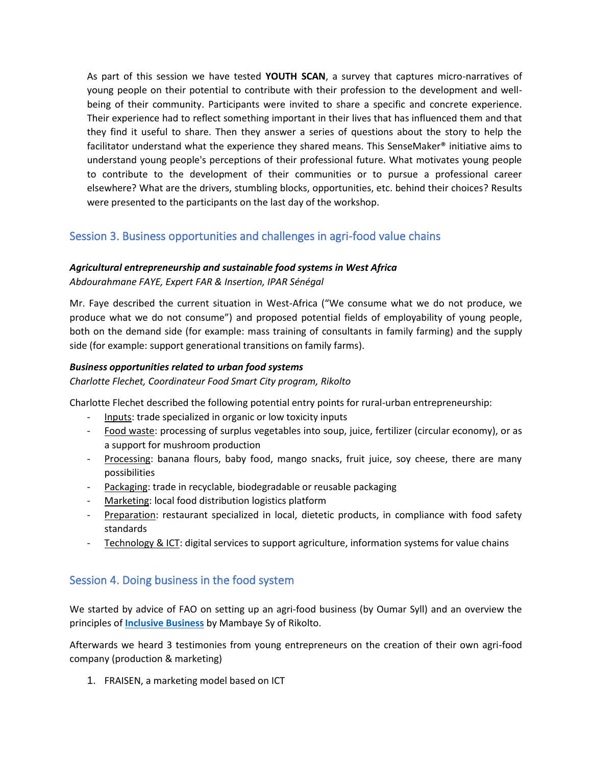As part of this session we have tested **YOUTH SCAN**, a survey that captures micro-narratives of young people on their potential to contribute with their profession to the development and well-being of their community. Participants were invited to share a specific and concrete experience. Their experience had to reflect something important in their lives that has influenced them and that they find it useful to share. Then they answer a series of questions about the story to help the facilitator understand what the experience they shared means. This SenseMaker® initiative aims to understand young people's perceptions of their professional future. What motivates young people to contribute to the development of their communities or to pursue a professional career elsewhere? What are the drivers, stumbling blocks, opportunities, etc. behind their choices? Results were presented to the participants on the last day of the workshop.

## Session 3. Business opportunities and challenges in agri-food value chains

***Agricultural entrepreneurship and sustainable food systems in West Africa***

*Abdourahmane FAYE, Expert FAR & Insertion, IPAR Sénégal*

Mr. Faye described the current situation in West-Africa ("We consume what we do not produce, we produce what we do not consume") and proposed potential fields of employability of young people, both on the demand side (for example: mass training of consultants in family farming) and the supply side (for example: support generational transitions on family farms).

***Business opportunities related to urban food systems***

*Charlotte Flechet, Coordinateur Food Smart City program, Rikolto*

Charlotte Flechet described the following potential entry points for rural-urban entrepreneurship:

- <u>Inputs</u>: trade specialized in organic or low toxicity inputs
- <u>Food waste</u>: processing of surplus vegetables into soup, juice, fertilizer (circular economy), or as a support for mushroom production
- <u>Processing</u>: banana flours, baby food, mango snacks, fruit juice, soy cheese, there are many possibilities
- <u>Packaging</u>: trade in recyclable, biodegradable or reusable packaging
- <u>Marketing</u>: local food distribution logistics platform
- <u>Preparation</u>: restaurant specialized in local, dietetic products, in compliance with food safety standards
- <u>Technology & ICT</u>: digital services to support agriculture, information systems for value chains

## Session 4. Doing business in the food system

We started by advice of FAO on setting up an agri-food business (by Oumar Syll) and an overview the principles of **Inclusive Business** by Mambaye Sy of Rikolto.

Afterwards we heard 3 testimonies from young entrepreneurs on the creation of their own agri-food company (production & marketing)

1. FRAISEN, a marketing model based on ICT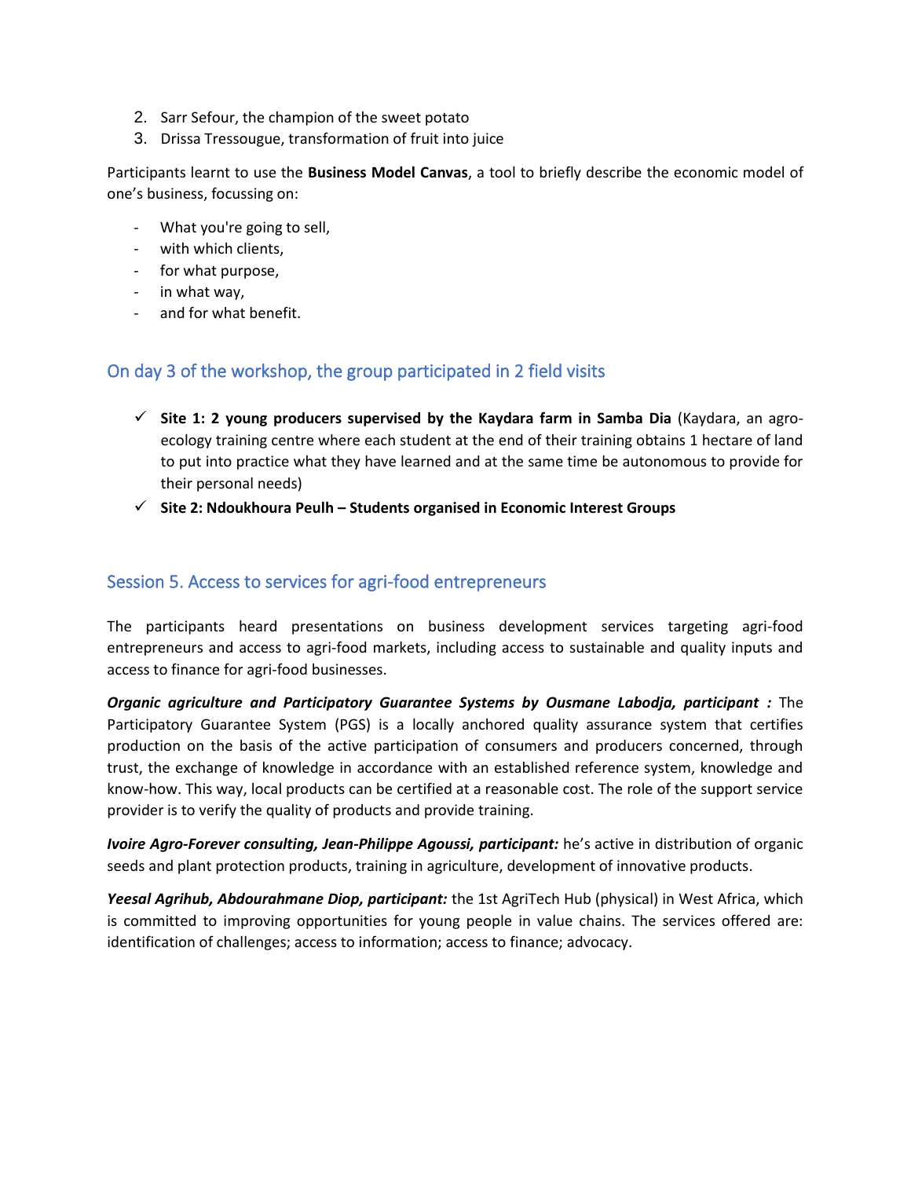2. Sarr Sefour, the champion of the sweet potato
3. Drissa Tressougue, transformation of fruit into juice

Participants learnt to use the **Business Model Canvas**, a tool to briefly describe the economic model of one's business, focussing on:

- What you're going to sell,
- with which clients,
- for what purpose,
- in what way,
- and for what benefit.

## On day 3 of the workshop, the group participated in 2 field visits

- ✓ **Site 1: 2 young producers supervised by the Kaydara farm in Samba Dia** (Kaydara, an agro-ecology training centre where each student at the end of their training obtains 1 hectare of land to put into practice what they have learned and at the same time be autonomous to provide for their personal needs)
- ✓ **Site 2: Ndoukhoura Peulh – Students organised in Economic Interest Groups**

## Session 5. Access to services for agri-food entrepreneurs

The participants heard presentations on business development services targeting agri-food entrepreneurs and access to agri-food markets, including access to sustainable and quality inputs and access to finance for agri-food businesses.

***Organic agriculture and Participatory Guarantee Systems by Ousmane Labodja, participant :*** The Participatory Guarantee System (PGS) is a locally anchored quality assurance system that certifies production on the basis of the active participation of consumers and producers concerned, through trust, the exchange of knowledge in accordance with an established reference system, knowledge and know-how. This way, local products can be certified at a reasonable cost. The role of the support service provider is to verify the quality of products and provide training.

***Ivoire Agro-Forever consulting, Jean-Philippe Agoussi, participant:*** he's active in distribution of organic seeds and plant protection products, training in agriculture, development of innovative products.

***Yeesal Agrihub, Abdourahmane Diop, participant:*** the 1st AgriTech Hub (physical) in West Africa, which is committed to improving opportunities for young people in value chains. The services offered are: identification of challenges; access to information; access to finance; advocacy.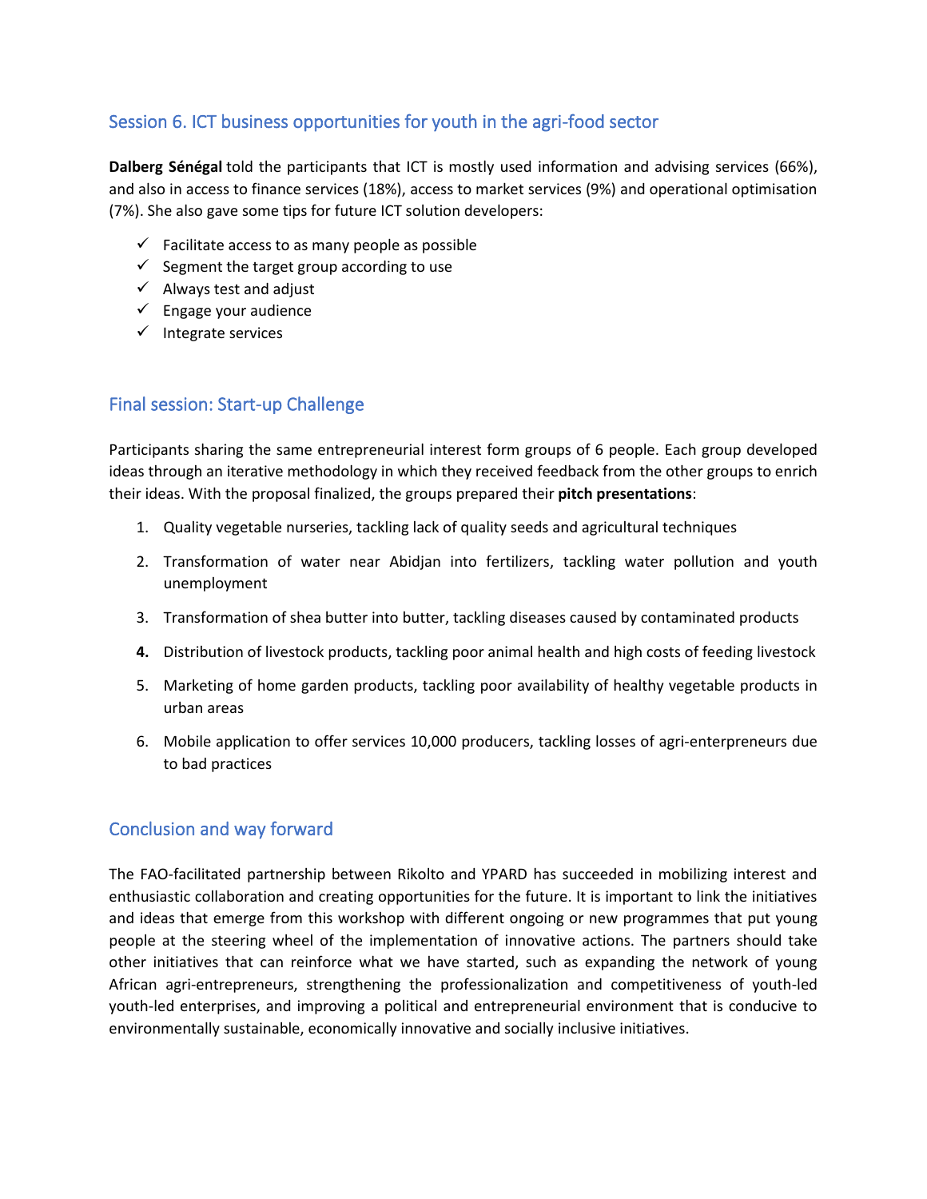## Session 6. ICT business opportunities for youth in the agri-food sector

**Dalberg Sénégal** told the participants that ICT is mostly used information and advising services (66%), and also in access to finance services (18%), access to market services (9%) and operational optimisation (7%). She also gave some tips for future ICT solution developers:

- ✓ Facilitate access to as many people as possible
- ✓ Segment the target group according to use
- ✓ Always test and adjust
- ✓ Engage your audience
- ✓ Integrate services

## Final session: Start-up Challenge

Participants sharing the same entrepreneurial interest form groups of 6 people. Each group developed ideas through an iterative methodology in which they received feedback from the other groups to enrich their ideas. With the proposal finalized, the groups prepared their **pitch presentations**:

1. Quality vegetable nurseries, tackling lack of quality seeds and agricultural techniques
2. Transformation of water near Abidjan into fertilizers, tackling water pollution and youth unemployment
3. Transformation of shea butter into butter, tackling diseases caused by contaminated products
4. Distribution of livestock products, tackling poor animal health and high costs of feeding livestock
5. Marketing of home garden products, tackling poor availability of healthy vegetable products in urban areas
6. Mobile application to offer services 10,000 producers, tackling losses of agri-enterpreneurs due to bad practices

## Conclusion and way forward

The FAO-facilitated partnership between Rikolto and YPARD has succeeded in mobilizing interest and enthusiastic collaboration and creating opportunities for the future. It is important to link the initiatives and ideas that emerge from this workshop with different ongoing or new programmes that put young people at the steering wheel of the implementation of innovative actions. The partners should take other initiatives that can reinforce what we have started, such as expanding the network of young African agri-entrepreneurs, strengthening the professionalization and competitiveness of youth-led youth-led enterprises, and improving a political and entrepreneurial environment that is conducive to environmentally sustainable, economically innovative and socially inclusive initiatives.